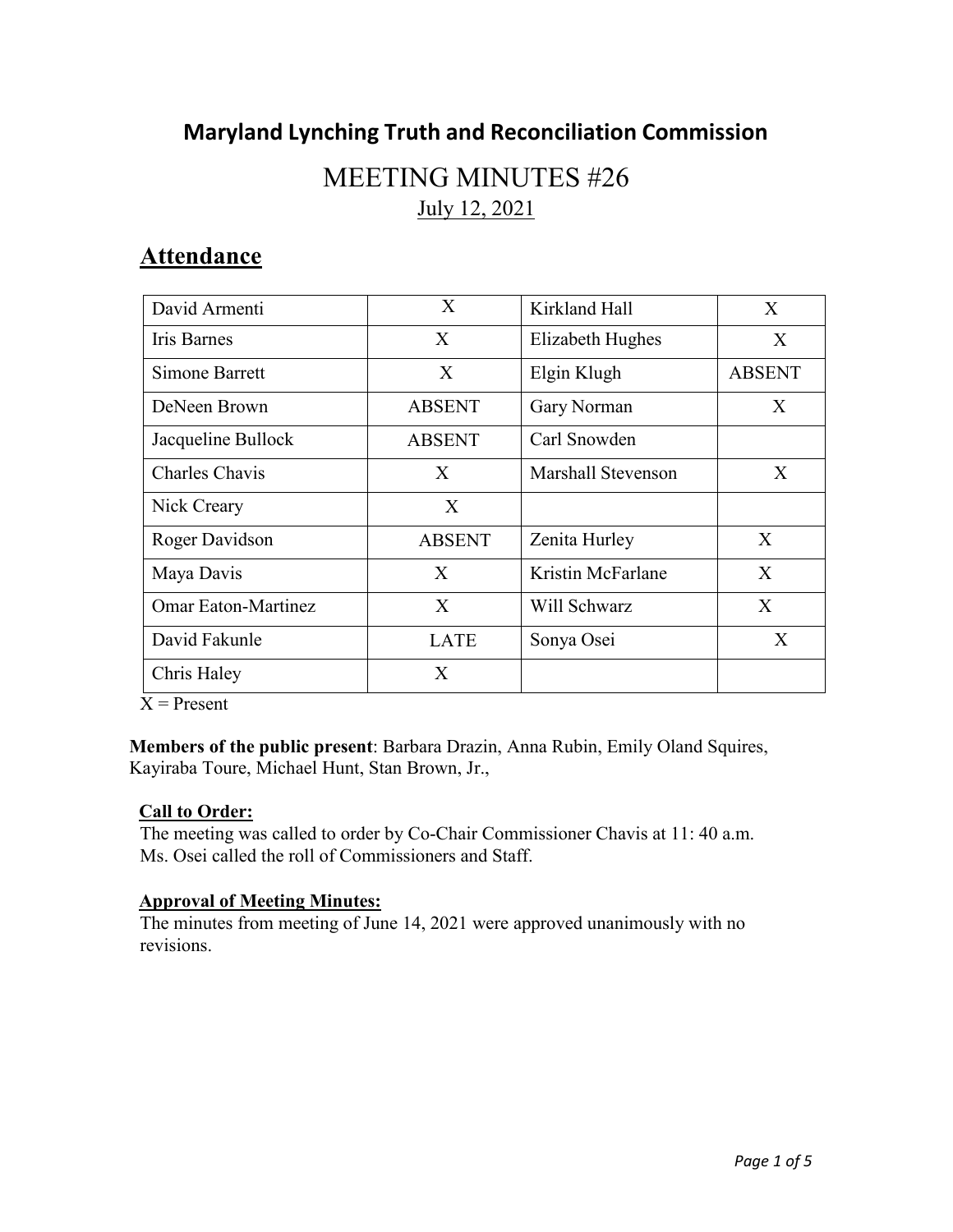# Maryland Lynching Truth and Reconciliation Commission

## MEETING MINUTES #26

July 12, 2021

## Attendance

| | | | |
|---|---|---|---|
| David Armenti | X | Kirkland Hall | X |
| Iris Barnes | X | Elizabeth Hughes | X |
| Simone Barrett | X | Elgin Klugh | ABSENT |
| DeNeen Brown | ABSENT | Gary Norman | X |
| Jacqueline Bullock | ABSENT | Carl Snowden | |
| Charles Chavis | X | Marshall Stevenson | X |
| Nick Creary | X | | |
| Roger Davidson | ABSENT | Zenita Hurley | X |
| Maya Davis | X | Kristin McFarlane | X |
| Omar Eaton-Martinez | X | Will Schwarz | X |
| David Fakunle | LATE | Sonya Osei | X |
| Chris Haley | X | | |

X = Present

**Members of the public present**: Barbara Drazin, Anna Rubin, Emily Oland Squires, Kayiraba Toure, Michael Hunt, Stan Brown, Jr.,

**Call to Order:**

The meeting was called to order by Co-Chair Commissioner Chavis at 11: 40 a.m. Ms. Osei called the roll of Commissioners and Staff.

**Approval of Meeting Minutes:**

The minutes from meeting of June 14, 2021 were approved unanimously with no revisions.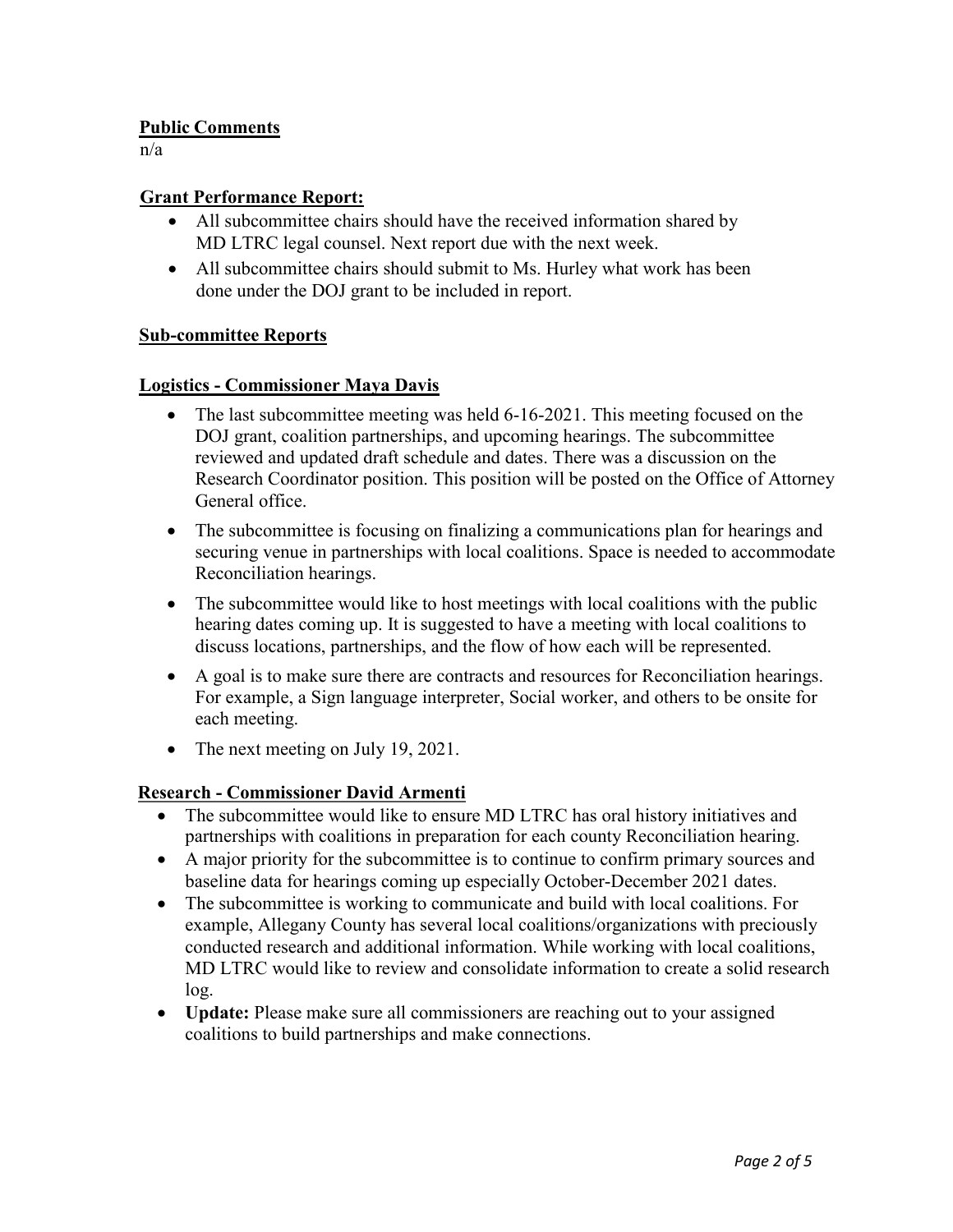**Public Comments**

n/a

**Grant Performance Report:**

- All subcommittee chairs should have the received information shared by MD LTRC legal counsel. Next report due with the next week.
- All subcommittee chairs should submit to Ms. Hurley what work has been done under the DOJ grant to be included in report.

**Sub-committee Reports**

**Logistics - Commissioner Maya Davis**

- The last subcommittee meeting was held 6-16-2021. This meeting focused on the DOJ grant, coalition partnerships, and upcoming hearings. The subcommittee reviewed and updated draft schedule and dates. There was a discussion on the Research Coordinator position. This position will be posted on the Office of Attorney General office.
- The subcommittee is focusing on finalizing a communications plan for hearings and securing venue in partnerships with local coalitions. Space is needed to accommodate Reconciliation hearings.
- The subcommittee would like to host meetings with local coalitions with the public hearing dates coming up. It is suggested to have a meeting with local coalitions to discuss locations, partnerships, and the flow of how each will be represented.
- A goal is to make sure there are contracts and resources for Reconciliation hearings. For example, a Sign language interpreter, Social worker, and others to be onsite for each meeting.
- The next meeting on July 19, 2021.

**Research - Commissioner David Armenti**

- The subcommittee would like to ensure MD LTRC has oral history initiatives and partnerships with coalitions in preparation for each county Reconciliation hearing.
- A major priority for the subcommittee is to continue to confirm primary sources and baseline data for hearings coming up especially October-December 2021 dates.
- The subcommittee is working to communicate and build with local coalitions. For example, Allegany County has several local coalitions/organizations with preciously conducted research and additional information. While working with local coalitions, MD LTRC would like to review and consolidate information to create a solid research log.
- **Update:** Please make sure all commissioners are reaching out to your assigned coalitions to build partnerships and make connections.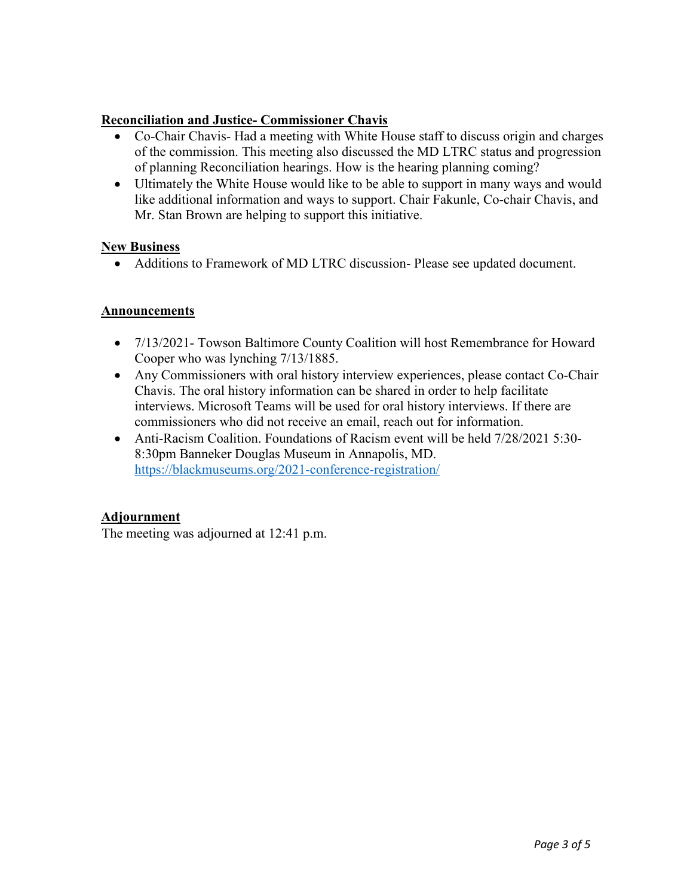**Reconciliation and Justice- Commissioner Chavis**

- Co-Chair Chavis- Had a meeting with White House staff to discuss origin and charges of the commission. This meeting also discussed the MD LTRC status and progression of planning Reconciliation hearings. How is the hearing planning coming?
- Ultimately the White House would like to be able to support in many ways and would like additional information and ways to support. Chair Fakunle, Co-chair Chavis, and Mr. Stan Brown are helping to support this initiative.

**New Business**

- Additions to Framework of MD LTRC discussion- Please see updated document.

**Announcements**

- 7/13/2021- Towson Baltimore County Coalition will host Remembrance for Howard Cooper who was lynching 7/13/1885.
- Any Commissioners with oral history interview experiences, please contact Co-Chair Chavis. The oral history information can be shared in order to help facilitate interviews. Microsoft Teams will be used for oral history interviews. If there are commissioners who did not receive an email, reach out for information.
- Anti-Racism Coalition. Foundations of Racism event will be held 7/28/2021 5:30-8:30pm Banneker Douglas Museum in Annapolis, MD. https://blackmuseums.org/2021-conference-registration/

**Adjournment**

The meeting was adjourned at 12:41 p.m.